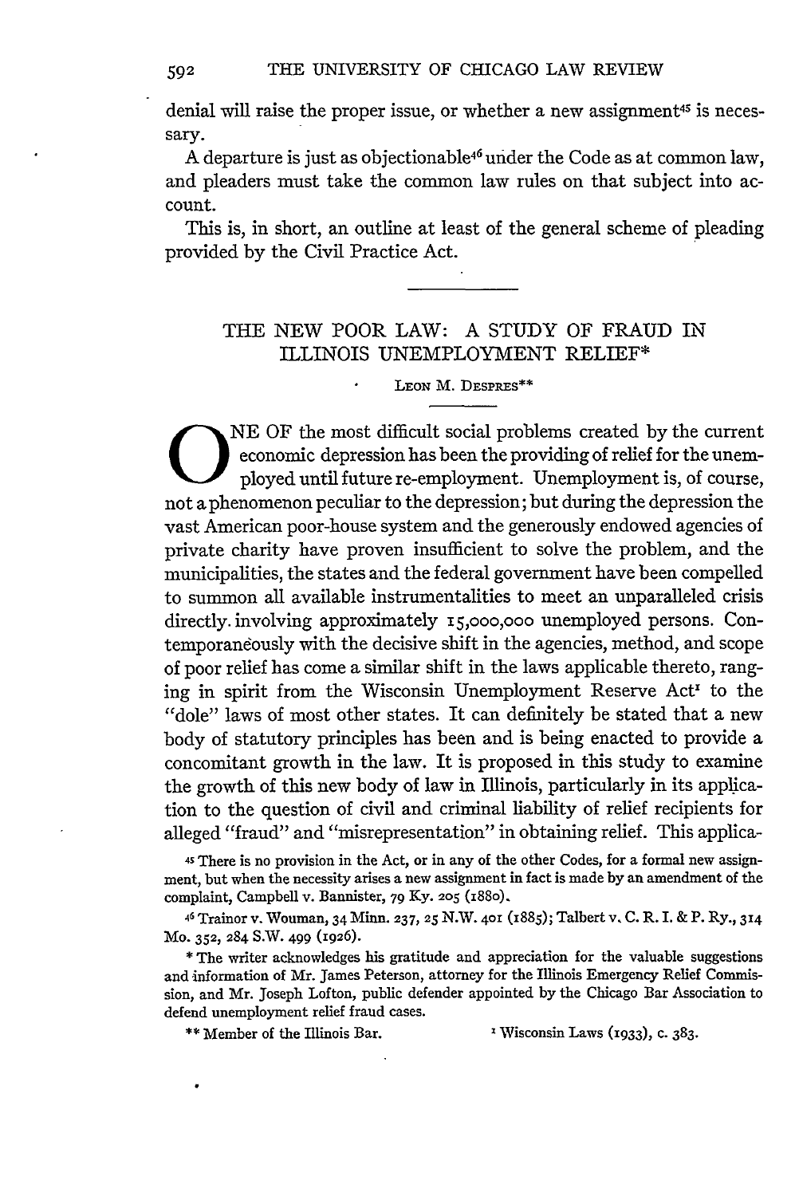denial will raise the proper issue, or whether a new assignment[45] is necessary.

A departure is just as objectionable[46] under the Code as at common law, and pleaders must take the common law rules on that subject into account.

This is, in short, an outline at least of the general scheme of pleading provided by the Civil Practice Act.

---

# THE NEW POOR LAW: A STUDY OF FRAUD IN ILLINOIS UNEMPLOYMENT RELIEF*

LEON M. DESPRES**

ONE OF the most difficult social problems created by the current economic depression has been the providing of relief for the unemployed until future re-employment. Unemployment is, of course, not a phenomenon peculiar to the depression; but during the depression the vast American poor-house system and the generously endowed agencies of private charity have proven insufficient to solve the problem, and the municipalities, the states and the federal government have been compelled to summon all available instrumentalities to meet an unparalleled crisis directly involving approximately 15,000,000 unemployed persons. Contemporaneously with the decisive shift in the agencies, method, and scope of poor relief has come a similar shift in the laws applicable thereto, ranging in spirit from the Wisconsin Unemployment Reserve Act[1] to the "dole" laws of most other states. It can definitely be stated that a new body of statutory principles has been and is being enacted to provide a concomitant growth in the law. It is proposed in this study to examine the growth of this new body of law in Illinois, particularly in its application to the question of civil and criminal liability of relief recipients for alleged "fraud" and "misrepresentation" in obtaining relief. This applica-

[45] There is no provision in the Act, or in any of the other Codes, for a formal new assignment, but when the necessity arises a new assignment in fact is made by an amendment of the complaint, Campbell v. Bannister, 79 Ky. 205 (1880).

[46] Trainor v. Wouman, 34 Minn. 237, 25 N.W. 401 (1885); Talbert v. C. R. I. & P. Ry., 314 Mo. 352, 284 S.W. 499 (1926).

* The writer acknowledges his gratitude and appreciation for the valuable suggestions and information of Mr. James Peterson, attorney for the Illinois Emergency Relief Commission, and Mr. Joseph Lofton, public defender appointed by the Chicago Bar Association to defend unemployment relief fraud cases.

** Member of the Illinois Bar.

[1] Wisconsin Laws (1933), c. 383.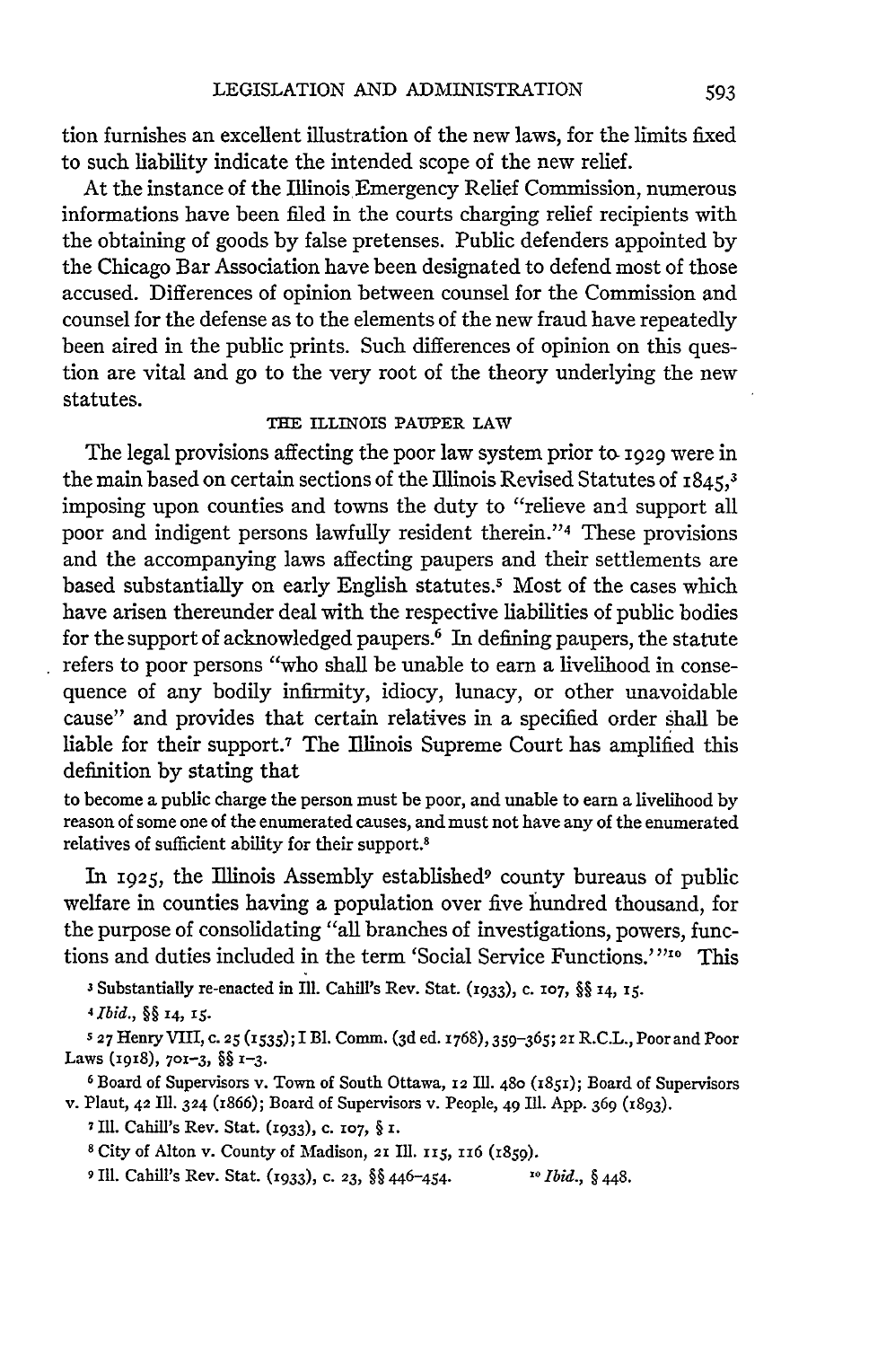tion furnishes an excellent illustration of the new laws, for the limits fixed to such liability indicate the intended scope of the new relief.

At the instance of the Illinois Emergency Relief Commission, numerous informations have been filed in the courts charging relief recipients with the obtaining of goods by false pretenses. Public defenders appointed by the Chicago Bar Association have been designated to defend most of those accused. Differences of opinion between counsel for the Commission and counsel for the defense as to the elements of the new fraud have repeatedly been aired in the public prints. Such differences of opinion on this question are vital and go to the very root of the theory underlying the new statutes.

### THE ILLINOIS PAUPER LAW

The legal provisions affecting the poor law system prior to 1929 were in the main based on certain sections of the Illinois Revised Statutes of 1845,[3] imposing upon counties and towns the duty to "relieve and support all poor and indigent persons lawfully resident therein."[4] These provisions and the accompanying laws affecting paupers and their settlements are based substantially on early English statutes.[5] Most of the cases which have arisen thereunder deal with the respective liabilities of public bodies for the support of acknowledged paupers.[6] In defining paupers, the statute refers to poor persons "who shall be unable to earn a livelihood in consequence of any bodily infirmity, idiocy, lunacy, or other unavoidable cause" and provides that certain relatives in a specified order shall be liable for their support.[7] The Illinois Supreme Court has amplified this definition by stating that

> to become a public charge the person must be poor, and unable to earn a livelihood by reason of some one of the enumerated causes, and must not have any of the enumerated relatives of sufficient ability for their support.[8]

In 1925, the Illinois Assembly established[9] county bureaus of public welfare in counties having a population over five hundred thousand, for the purpose of consolidating "all branches of investigations, powers, functions and duties included in the term 'Social Service Functions.'"[10] This

---

[3] Substantially re-enacted in Ill. Cahill's Rev. Stat. (1933), c. 107, §§ 14, 15.

[4] *Ibid.*, §§ 14, 15.

[5] 27 Henry VIII, c. 25 (1535); I Bl. Comm. (3d ed. 1768), 359–365; 21 R.C.L., Poor and Poor Laws (1918), 701–3, §§ 1–3.

[6] Board of Supervisors v. Town of South Ottawa, 12 Ill. 480 (1851); Board of Supervisors v. Plaut, 42 Ill. 324 (1866); Board of Supervisors v. People, 49 Ill. App. 369 (1893).

[7] Ill. Cahill's Rev. Stat. (1933), c. 107, § 1.

[8] City of Alton v. County of Madison, 21 Ill. 115, 116 (1859).

[9] Ill. Cahill's Rev. Stat. (1933), c. 23, §§ 446–454.

[10] *Ibid.*, § 448.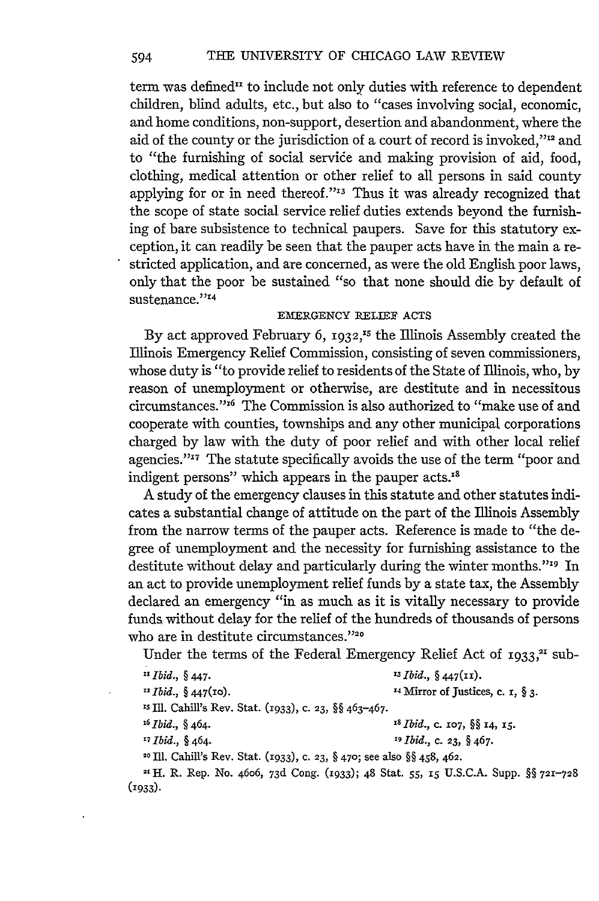term was defined[11] to include not only duties with reference to dependent children, blind adults, etc., but also to "cases involving social, economic, and home conditions, non-support, desertion and abandonment, where the aid of the county or the jurisdiction of a court of record is invoked,"[12] and to "the furnishing of social service and making provision of aid, food, clothing, medical attention or other relief to all persons in said county applying for or in need thereof."[13] Thus it was already recognized that the scope of state social service relief duties extends beyond the furnishing of bare subsistence to technical paupers. Save for this statutory exception, it can readily be seen that the pauper acts have in the main a restricted application, and are concerned, as were the old English poor laws, only that the poor be sustained "so that none should die by default of sustenance."[14]

### EMERGENCY RELIEF ACTS

By act approved February 6, 1932,[15] the Illinois Assembly created the Illinois Emergency Relief Commission, consisting of seven commissioners, whose duty is "to provide relief to residents of the State of Illinois, who, by reason of unemployment or otherwise, are destitute and in necessitous circumstances."[16] The Commission is also authorized to "make use of and cooperate with counties, townships and any other municipal corporations charged by law with the duty of poor relief and with other local relief agencies."[17] The statute specifically avoids the use of the term "poor and indigent persons" which appears in the pauper acts.[18]

A study of the emergency clauses in this statute and other statutes indicates a substantial change of attitude on the part of the Illinois Assembly from the narrow terms of the pauper acts. Reference is made to "the degree of unemployment and the necessity for furnishing assistance to the destitute without delay and particularly during the winter months."[19] In an act to provide unemployment relief funds by a state tax, the Assembly declared an emergency "in as much as it is vitally necessary to provide funds without delay for the relief of the hundreds of thousands of persons who are in destitute circumstances."[20]

Under the terms of the Federal Emergency Relief Act of 1933,[21] sub-

---

[11] *Ibid.*, § 447.

[12] *Ibid.*, § 447(10).

[13] *Ibid.*, § 447(11).

[14] Mirror of Justices, c. 1, § 3.

[15] Ill. Cahill's Rev. Stat. (1933), c. 23, §§ 463–467.

[16] *Ibid.*, § 464.

[17] *Ibid.*, § 464.

[18] *Ibid.*, c. 107, §§ 14, 15.

[19] *Ibid.*, c. 23, § 467.

[20] Ill. Cahill's Rev. Stat. (1933), c. 23, § 470; see also §§ 458, 462.

[21] H. R. Rep. No. 4606, 73d Cong. (1933); 48 Stat. 55, 15 U.S.C.A. Supp. §§ 721–728 (1933).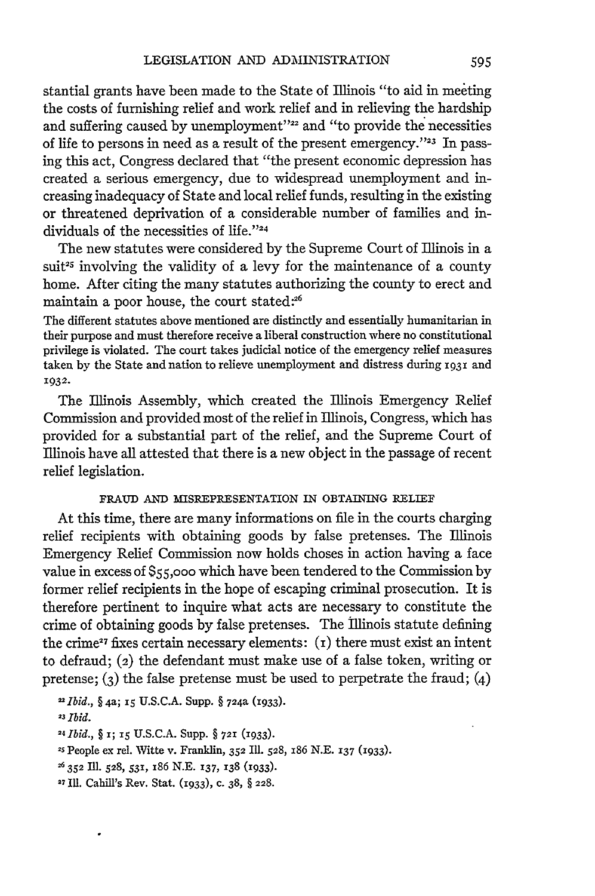stantial grants have been made to the State of Illinois "to aid in meeting the costs of furnishing relief and work relief and in relieving the hardship and suffering caused by unemployment"[22] and "to provide the necessities of life to persons in need as a result of the present emergency."[23] In passing this act, Congress declared that "the present economic depression has created a serious emergency, due to widespread unemployment and increasing inadequacy of State and local relief funds, resulting in the existing or threatened deprivation of a considerable number of families and individuals of the necessities of life."[24]

The new statutes were considered by the Supreme Court of Illinois in a suit[25] involving the validity of a levy for the maintenance of a county home. After citing the many statutes authorizing the county to erect and maintain a poor house, the court stated:[26]

> The different statutes above mentioned are distinctly and essentially humanitarian in their purpose and must therefore receive a liberal construction where no constitutional privilege is violated. The court takes judicial notice of the emergency relief measures taken by the State and nation to relieve unemployment and distress during 1931 and 1932.

The Illinois Assembly, which created the Illinois Emergency Relief Commission and provided most of the relief in Illinois, Congress, which has provided for a substantial part of the relief, and the Supreme Court of Illinois have all attested that there is a new object in the passage of recent relief legislation.

### FRAUD AND MISREPRESENTATION IN OBTAINING RELIEF

At this time, there are many informations on file in the courts charging relief recipients with obtaining goods by false pretenses. The Illinois Emergency Relief Commission now holds choses in action having a face value in excess of $55,000 which have been tendered to the Commission by former relief recipients in the hope of escaping criminal prosecution. It is therefore pertinent to inquire what acts are necessary to constitute the crime of obtaining goods by false pretenses. The Illinois statute defining the crime[27] fixes certain necessary elements: (1) there must exist an intent to defraud; (2) the defendant must make use of a false token, writing or pretense; (3) the false pretense must be used to perpetrate the fraud; (4)

---

[22] *Ibid.*, § 4a; 15 U.S.C.A. Supp. § 724a (1933).

[23] *Ibid.*

[24] *Ibid.*, § 1; 15 U.S.C.A. Supp. § 721 (1933).

[25] People ex rel. Witte v. Franklin, 352 Ill. 528, 186 N.E. 137 (1933).

[26] 352 Ill. 528, 531, 186 N.E. 137, 138 (1933).

[27] Ill. Cahill's Rev. Stat. (1933), c. 38, § 228.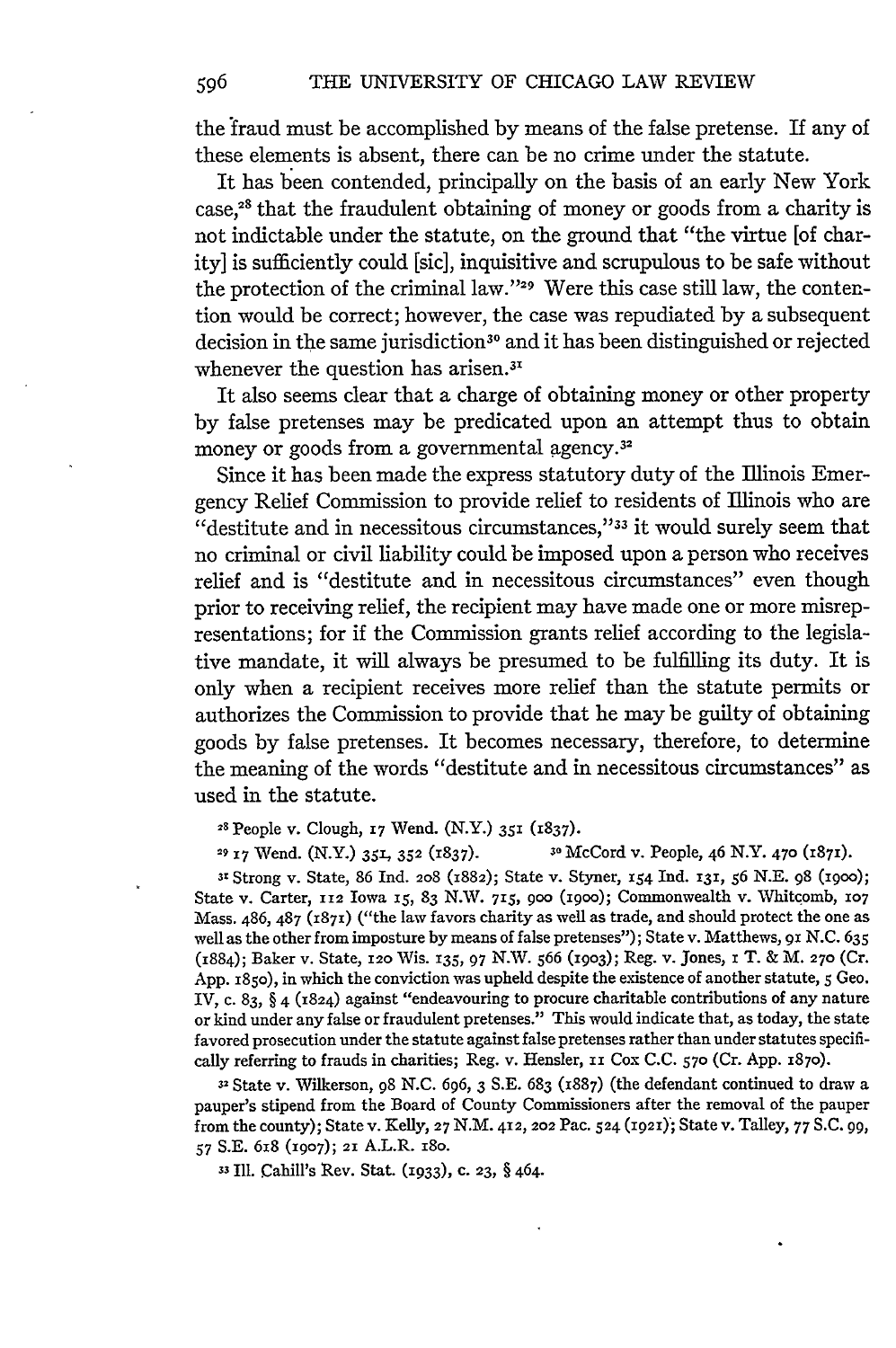the fraud must be accomplished by means of the false pretense. If any of these elements is absent, there can be no crime under the statute.

It has been contended, principally on the basis of an early New York case,[28] that the fraudulent obtaining of money or goods from a charity is not indictable under the statute, on the ground that "the virtue [of charity] is sufficiently could [sic], inquisitive and scrupulous to be safe without the protection of the criminal law."[29] Were this case still law, the contention would be correct; however, the case was repudiated by a subsequent decision in the same jurisdiction[30] and it has been distinguished or rejected whenever the question has arisen.[31]

It also seems clear that a charge of obtaining money or other property by false pretenses may be predicated upon an attempt thus to obtain money or goods from a governmental agency.[32]

Since it has been made the express statutory duty of the Illinois Emergency Relief Commission to provide relief to residents of Illinois who are "destitute and in necessitous circumstances,"[33] it would surely seem that no criminal or civil liability could be imposed upon a person who receives relief and is "destitute and in necessitous circumstances" even though prior to receiving relief, the recipient may have made one or more misrepresentations; for if the Commission grants relief according to the legislative mandate, it will always be presumed to be fulfilling its duty. It is only when a recipient receives more relief than the statute permits or authorizes the Commission to provide that he may be guilty of obtaining goods by false pretenses. It becomes necessary, therefore, to determine the meaning of the words "destitute and in necessitous circumstances" as used in the statute.

[28] People v. Clough, 17 Wend. (N.Y.) 351 (1837).

[29] 17 Wend. (N.Y.) 351, 352 (1837).

[30] McCord v. People, 46 N.Y. 470 (1871).

[31] Strong v. State, 86 Ind. 208 (1882); State v. Styner, 154 Ind. 131, 56 N.E. 98 (1900); State v. Carter, 112 Iowa 15, 83 N.W. 715, 900 (1900); Commonwealth v. Whitcomb, 107 Mass. 486, 487 (1871) ("the law favors charity as well as trade, and should protect the one as well as the other from imposture by means of false pretenses"); State v. Matthews, 91 N.C. 635 (1884); Baker v. State, 120 Wis. 135, 97 N.W. 566 (1903); Reg. v. Jones, 1 T. & M. 270 (Cr. App. 1850), in which the conviction was upheld despite the existence of another statute, 5 Geo. IV, c. 83, § 4 (1824) against "endeavouring to procure charitable contributions of any nature or kind under any false or fraudulent pretenses." This would indicate that, as today, the state favored prosecution under the statute against false pretenses rather than under statutes specifically referring to frauds in charities; Reg. v. Hensler, 11 Cox C.C. 570 (Cr. App. 1870).

[32] State v. Wilkerson, 98 N.C. 696, 3 S.E. 683 (1887) (the defendant continued to draw a pauper's stipend from the Board of County Commissioners after the removal of the pauper from the county); State v. Kelly, 27 N.M. 412, 202 Pac. 524 (1921); State v. Talley, 77 S.C. 99, 57 S.E. 618 (1907); 21 A.L.R. 180.

[33] Ill. Cahill's Rev. Stat. (1933), c. 23, § 464.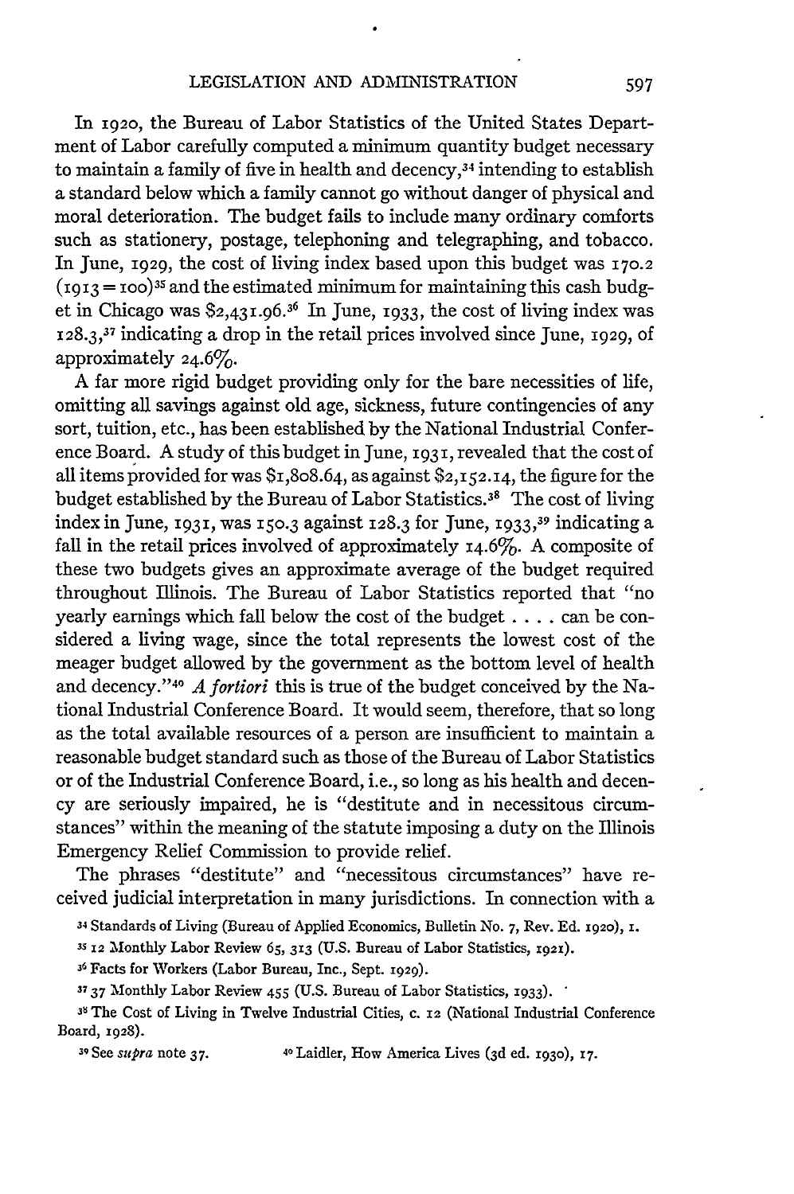In 1920, the Bureau of Labor Statistics of the United States Department of Labor carefully computed a minimum quantity budget necessary to maintain a family of five in health and decency,[34] intending to establish a standard below which a family cannot go without danger of physical and moral deterioration. The budget fails to include many ordinary comforts such as stationery, postage, telephoning and telegraphing, and tobacco. In June, 1929, the cost of living index based upon this budget was 170.2 (1913 = 100)[35] and the estimated minimum for maintaining this cash budget in Chicago was $2,431.96.[36] In June, 1933, the cost of living index was 128.3,[37] indicating a drop in the retail prices involved since June, 1929, of approximately 24.6%.

A far more rigid budget providing only for the bare necessities of life, omitting all savings against old age, sickness, future contingencies of any sort, tuition, etc., has been established by the National Industrial Conference Board. A study of this budget in June, 1931, revealed that the cost of all items provided for was $1,808.64, as against $2,152.14, the figure for the budget established by the Bureau of Labor Statistics.[38] The cost of living index in June, 1931, was 150.3 against 128.3 for June, 1933,[39] indicating a fall in the retail prices involved of approximately 14.6%. A composite of these two budgets gives an approximate average of the budget required throughout Illinois. The Bureau of Labor Statistics reported that "no yearly earnings which fall below the cost of the budget . . . . can be considered a living wage, since the total represents the lowest cost of the meager budget allowed by the government as the bottom level of health and decency."[40] *A fortiori* this is true of the budget conceived by the National Industrial Conference Board. It would seem, therefore, that so long as the total available resources of a person are insufficient to maintain a reasonable budget standard such as those of the Bureau of Labor Statistics or of the Industrial Conference Board, i.e., so long as his health and decency are seriously impaired, he is "destitute and in necessitous circumstances" within the meaning of the statute imposing a duty on the Illinois Emergency Relief Commission to provide relief.

The phrases "destitute" and "necessitous circumstances" have received judicial interpretation in many jurisdictions. In connection with a

[34] Standards of Living (Bureau of Applied Economics, Bulletin No. 7, Rev. Ed. 1920), 1.

[35] 12 Monthly Labor Review 65, 313 (U.S. Bureau of Labor Statistics, 1921).

[36] Facts for Workers (Labor Bureau, Inc., Sept. 1929).

[37] 37 Monthly Labor Review 455 (U.S. Bureau of Labor Statistics, 1933).

[38] The Cost of Living in Twelve Industrial Cities, c. 12 (National Industrial Conference Board, 1928).

[39] See *supra* note 37.

[40] Laidler, How America Lives (3d ed. 1930), 17.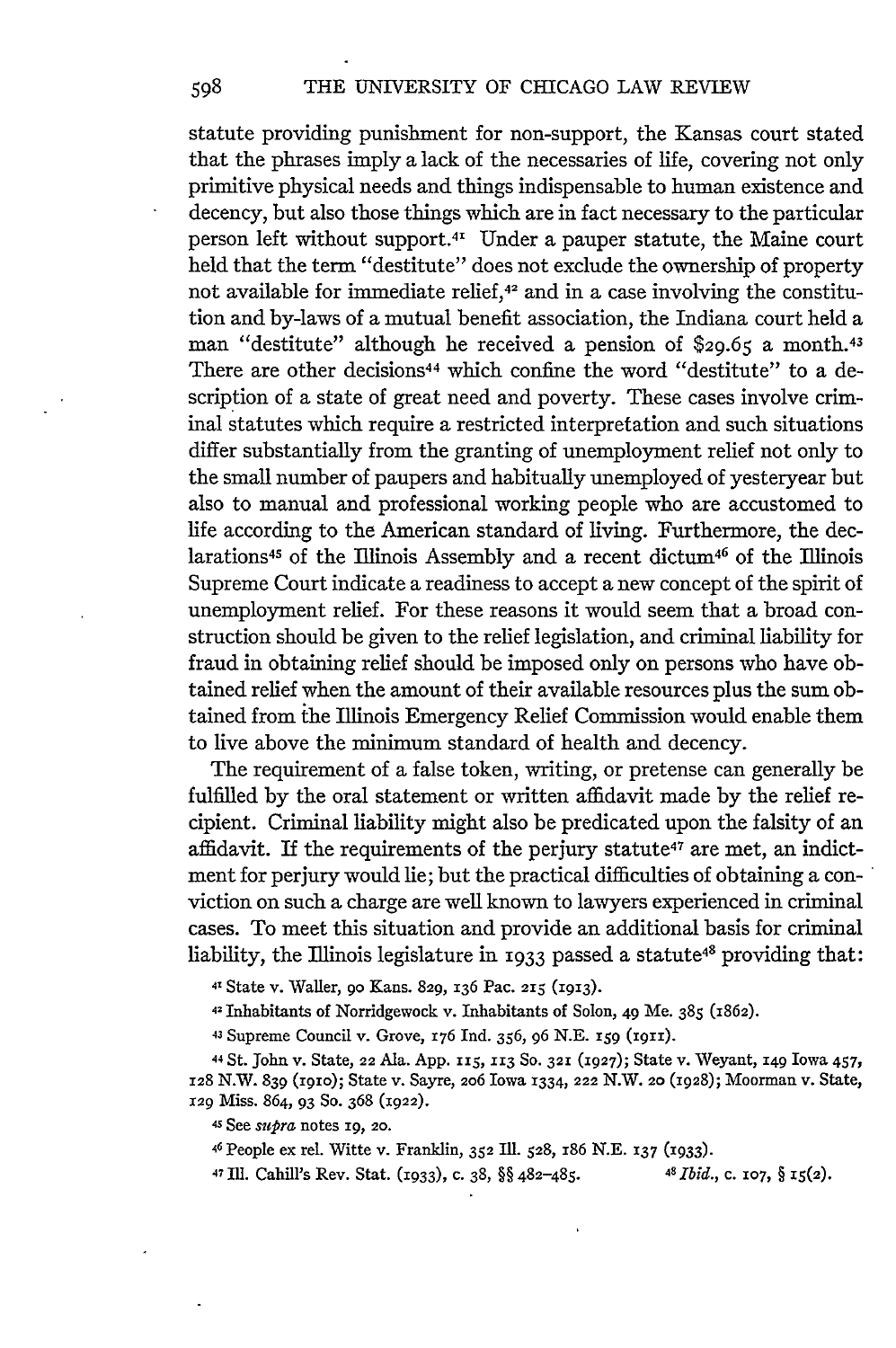statute providing punishment for non-support, the Kansas court stated that the phrases imply a lack of the necessaries of life, covering not only primitive physical needs and things indispensable to human existence and decency, but also those things which are in fact necessary to the particular person left without support.[41] Under a pauper statute, the Maine court held that the term "destitute" does not exclude the ownership of property not available for immediate relief,[42] and in a case involving the constitution and by-laws of a mutual benefit association, the Indiana court held a man "destitute" although he received a pension of $29.65 a month.[43] There are other decisions[44] which confine the word "destitute" to a description of a state of great need and poverty. These cases involve criminal statutes which require a restricted interpretation and such situations differ substantially from the granting of unemployment relief not only to the small number of paupers and habitually unemployed of yesteryear but also to manual and professional working people who are accustomed to life according to the American standard of living. Furthermore, the declarations[45] of the Illinois Assembly and a recent dictum[46] of the Illinois Supreme Court indicate a readiness to accept a new concept of the spirit of unemployment relief. For these reasons it would seem that a broad construction should be given to the relief legislation, and criminal liability for fraud in obtaining relief should be imposed only on persons who have obtained relief when the amount of their available resources plus the sum obtained from the Illinois Emergency Relief Commission would enable them to live above the minimum standard of health and decency.

The requirement of a false token, writing, or pretense can generally be fulfilled by the oral statement or written affidavit made by the relief recipient. Criminal liability might also be predicated upon the falsity of an affidavit. If the requirements of the perjury statute[47] are met, an indictment for perjury would lie; but the practical difficulties of obtaining a conviction on such a charge are well known to lawyers experienced in criminal cases. To meet this situation and provide an additional basis for criminal liability, the Illinois legislature in 1933 passed a statute[48] providing that:

[41] State v. Waller, 90 Kans. 829, 136 Pac. 215 (1913).

[42] Inhabitants of Norridgewock v. Inhabitants of Solon, 49 Me. 385 (1862).

[43] Supreme Council v. Grove, 176 Ind. 356, 96 N.E. 159 (1911).

[44] St. John v. State, 22 Ala. App. 115, 113 So. 321 (1927); State v. Weyant, 149 Iowa 457, 128 N.W. 839 (1910); State v. Sayre, 206 Iowa 1334, 222 N.W. 20 (1928); Moorman v. State, 129 Miss. 864, 93 So. 368 (1922).

[45] See *supra* notes 19, 20.

[46] People ex rel. Witte v. Franklin, 352 Ill. 528, 186 N.E. 137 (1933).

[47] Ill. Cahill's Rev. Stat. (1933), c. 38, §§ 482–485.

[48] *Ibid.*, c. 107, § 15(2).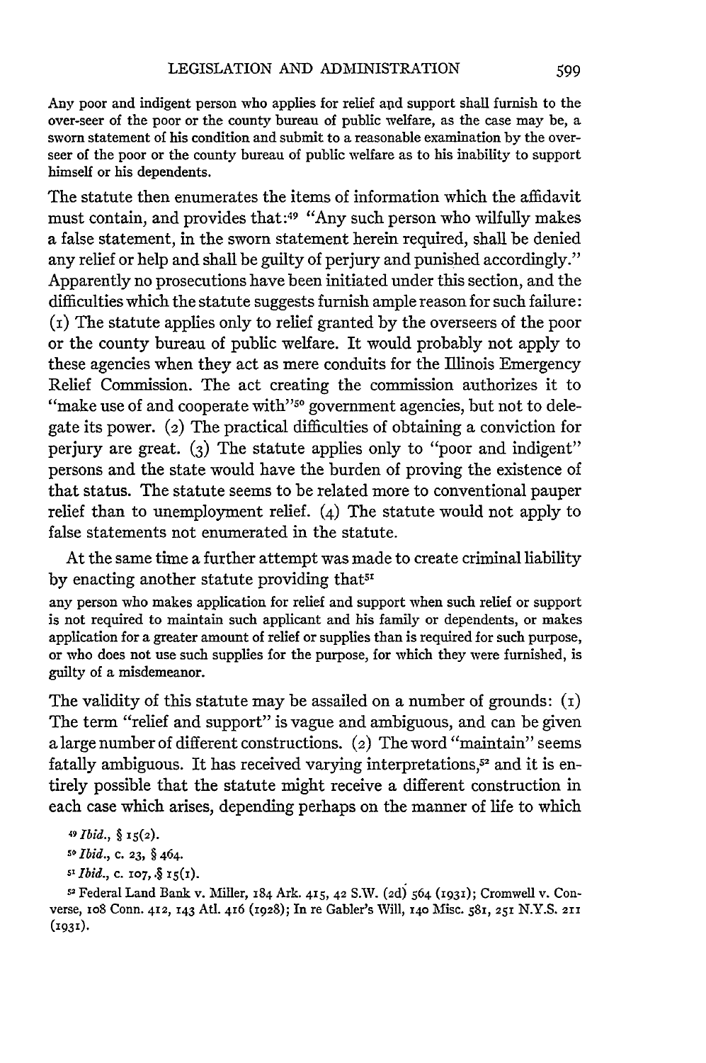Any poor and indigent person who applies for relief and support shall furnish to the over-seer of the poor or the county bureau of public welfare, as the case may be, a sworn statement of his condition and submit to a reasonable examination by the overseer of the poor or the county bureau of public welfare as to his inability to support himself or his dependents.

The statute then enumerates the items of information which the affidavit must contain, and provides that:[49] "Any such person who wilfully makes a false statement, in the sworn statement herein required, shall be denied any relief or help and shall be guilty of perjury and punished accordingly." Apparently no prosecutions have been initiated under this section, and the difficulties which the statute suggests furnish ample reason for such failure: (1) The statute applies only to relief granted by the overseers of the poor or the county bureau of public welfare. It would probably not apply to these agencies when they act as mere conduits for the Illinois Emergency Relief Commission. The act creating the commission authorizes it to "make use of and cooperate with"[50] government agencies, but not to delegate its power. (2) The practical difficulties of obtaining a conviction for perjury are great. (3) The statute applies only to "poor and indigent" persons and the state would have the burden of proving the existence of that status. The statute seems to be related more to conventional pauper relief than to unemployment relief. (4) The statute would not apply to false statements not enumerated in the statute.

At the same time a further attempt was made to create criminal liability by enacting another statute providing that[51]

any person who makes application for relief and support when such relief or support is not required to maintain such applicant and his family or dependents, or makes application for a greater amount of relief or supplies than is required for such purpose, or who does not use such supplies for the purpose, for which they were furnished, is guilty of a misdemeanor.

The validity of this statute may be assailed on a number of grounds: (1) The term "relief and support" is vague and ambiguous, and can be given a large number of different constructions. (2) The word "maintain" seems fatally ambiguous. It has received varying interpretations,[52] and it is entirely possible that the statute might receive a different construction in each case which arises, depending perhaps on the manner of life to which

[49] *Ibid.*, § 15(2).

[50] *Ibid.*, c. 23, § 464.

[51] *Ibid.*, c. 107, § 15(1).

[52] Federal Land Bank v. Miller, 184 Ark. 415, 42 S.W. (2d) 564 (1931); Cromwell v. Converse, 108 Conn. 412, 143 Atl. 416 (1928); In re Gabler's Will, 140 Misc. 581, 251 N.Y.S. 211 (1931).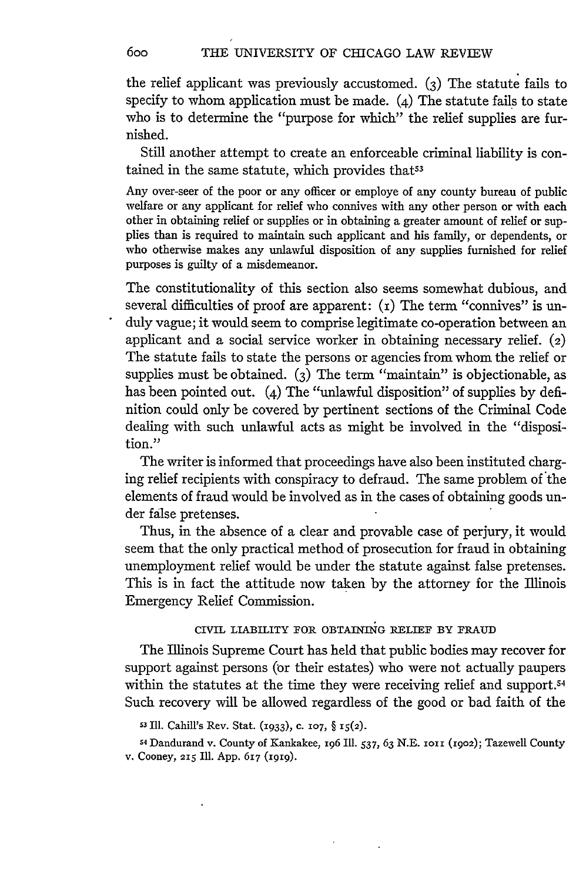the relief applicant was previously accustomed. (3) The statute fails to specify to whom application must be made. (4) The statute fails to state who is to determine the "purpose for which" the relief supplies are furnished.

Still another attempt to create an enforceable criminal liability is contained in the same statute, which provides that[53]

> Any over-seer of the poor or any officer or employe of any county bureau of public welfare or any applicant for relief who connives with any other person or with each other in obtaining relief or supplies or in obtaining a greater amount of relief or supplies than is required to maintain such applicant and his family, or dependents, or who otherwise makes any unlawful disposition of any supplies furnished for relief purposes is guilty of a misdemeanor.

The constitutionality of this section also seems somewhat dubious, and several difficulties of proof are apparent: (1) The term "connives" is unduly vague; it would seem to comprise legitimate co-operation between an applicant and a social service worker in obtaining necessary relief. (2) The statute fails to state the persons or agencies from whom the relief or supplies must be obtained. (3) The term "maintain" is objectionable, as has been pointed out. (4) The "unlawful disposition" of supplies by definition could only be covered by pertinent sections of the Criminal Code dealing with such unlawful acts as might be involved in the "disposition."

The writer is informed that proceedings have also been instituted charging relief recipients with conspiracy to defraud. The same problem of the elements of fraud would be involved as in the cases of obtaining goods under false pretenses.

Thus, in the absence of a clear and provable case of perjury, it would seem that the only practical method of prosecution for fraud in obtaining unemployment relief would be under the statute against false pretenses. This is in fact the attitude now taken by the attorney for the Illinois Emergency Relief Commission.

### CIVIL LIABILITY FOR OBTAINING RELIEF BY FRAUD

The Illinois Supreme Court has held that public bodies may recover for support against persons (or their estates) who were not actually paupers within the statutes at the time they were receiving relief and support.[54] Such recovery will be allowed regardless of the good or bad faith of the

[53] Ill. Cahill's Rev. Stat. (1933), c. 107, § 15(2).

[54] Dandurand v. County of Kankakee, 196 Ill. 537, 63 N.E. 1011 (1902); Tazewell County v. Cooney, 215 Ill. App. 617 (1919).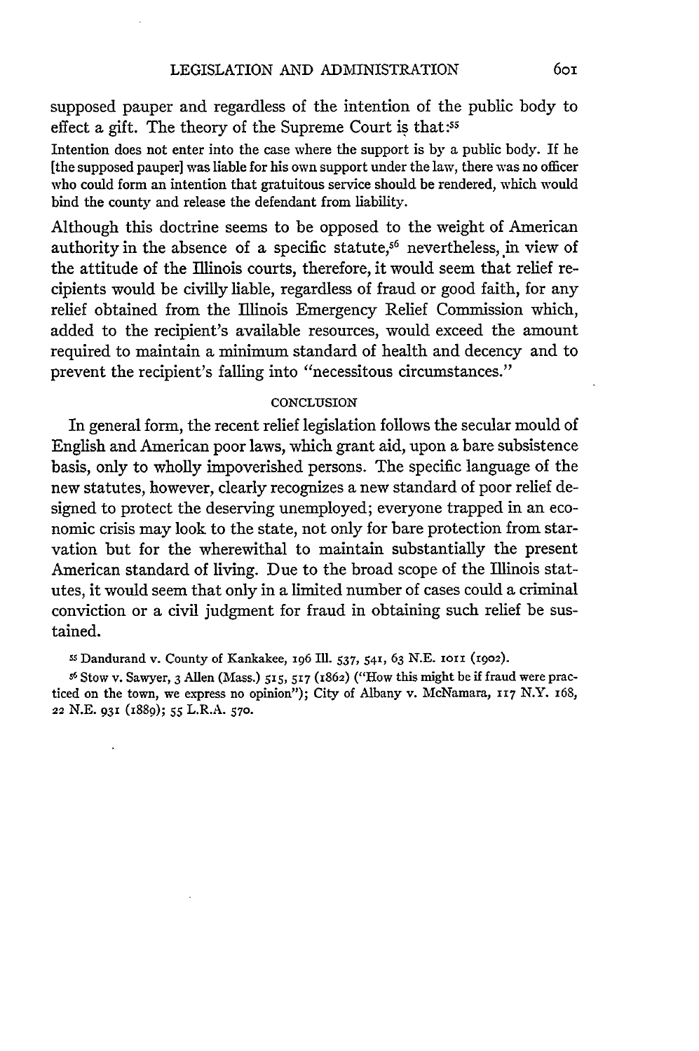supposed pauper and regardless of the intention of the public body to effect a gift. The theory of the Supreme Court is that:[55]

> Intention does not enter into the case where the support is by a public body. If he [the supposed pauper] was liable for his own support under the law, there was no officer who could form an intention that gratuitous service should be rendered, which would bind the county and release the defendant from liability.

Although this doctrine seems to be opposed to the weight of American authority in the absence of a specific statute,[56] nevertheless, in view of the attitude of the Illinois courts, therefore, it would seem that relief recipients would be civilly liable, regardless of fraud or good faith, for any relief obtained from the Illinois Emergency Relief Commission which, added to the recipient's available resources, would exceed the amount required to maintain a minimum standard of health and decency and to prevent the recipient's falling into "necessitous circumstances."

## CONCLUSION

In general form, the recent relief legislation follows the secular mould of English and American poor laws, which grant aid, upon a bare subsistence basis, only to wholly impoverished persons. The specific language of the new statutes, however, clearly recognizes a new standard of poor relief designed to protect the deserving unemployed; everyone trapped in an economic crisis may look to the state, not only for bare protection from starvation but for the wherewithal to maintain substantially the present American standard of living. Due to the broad scope of the Illinois statutes, it would seem that only in a limited number of cases could a criminal conviction or a civil judgment for fraud in obtaining such relief be sustained.

[55] Dandurand v. County of Kankakee, 196 Ill. 537, 541, 63 N.E. 1011 (1902).

[56] Stow v. Sawyer, 3 Allen (Mass.) 515, 517 (1862) ("How this might be if fraud were practiced on the town, we express no opinion"); City of Albany v. McNamara, 117 N.Y. 168, 22 N.E. 931 (1889); 55 L.R.A. 570.